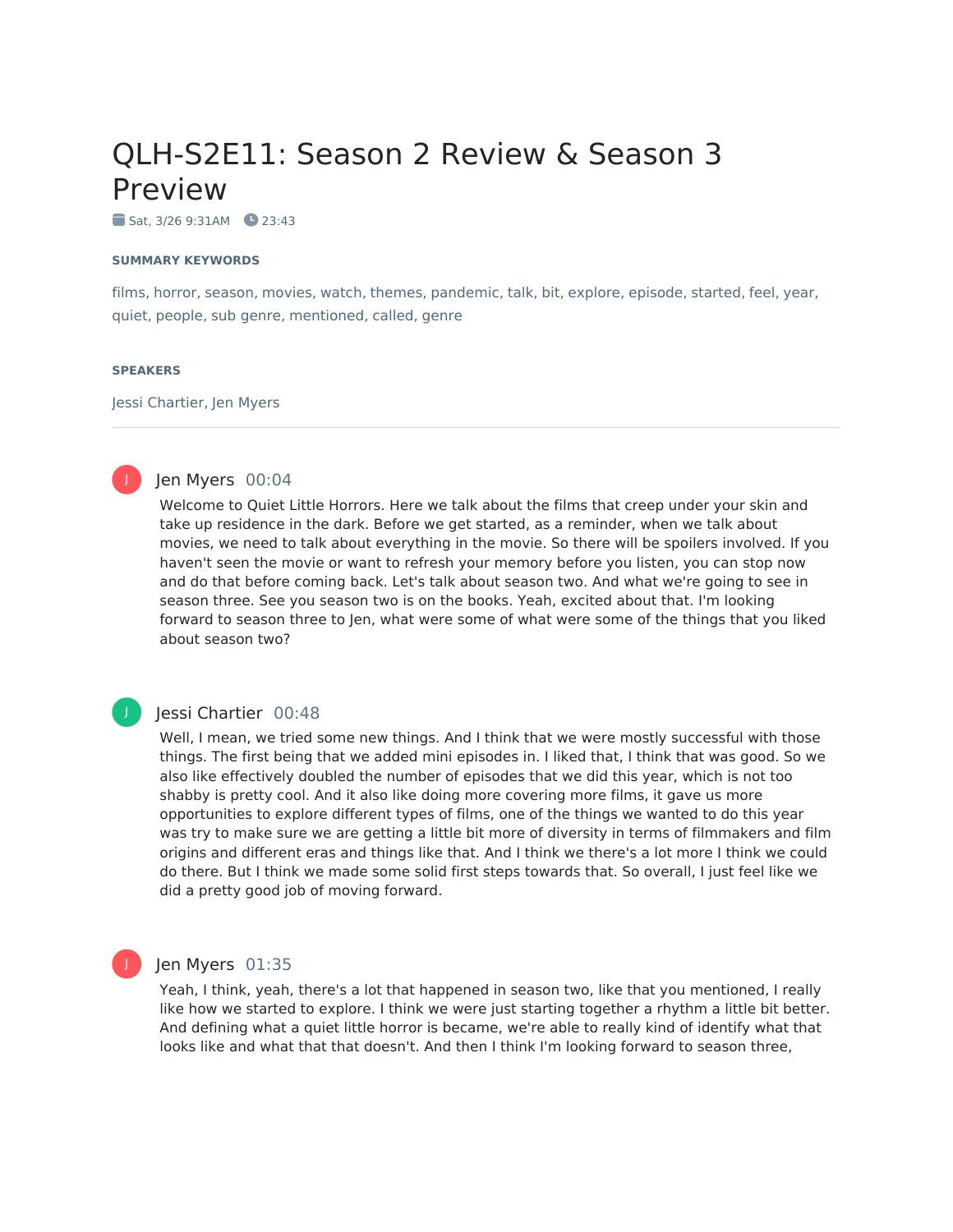# QLH-S2E11: Season 2 Review & Season 3 Preview

Sat, 3/26 9:31AM 23:43

### SUMMARY KEYWORDS

films, horror, season, movies, watch, themes, pandemic, talk, bit, explore, episode, started, feel, year, quiet, people, sub genre, mentioned, called, genre

### SPEAKERS

Jessi Chartier, Jen Myers

---

**Jen Myers** 00:04

Welcome to Quiet Little Horrors. Here we talk about the films that creep under your skin and take up residence in the dark. Before we get started, as a reminder, when we talk about movies, we need to talk about everything in the movie. So there will be spoilers involved. If you haven't seen the movie or want to refresh your memory before you listen, you can stop now and do that before coming back. Let's talk about season two. And what we're going to see in season three. See you season two is on the books. Yeah, excited about that. I'm looking forward to season three to Jen, what were some of what were some of the things that you liked about season two?

**Jessi Chartier** 00:48

Well, I mean, we tried some new things. And I think that we were mostly successful with those things. The first being that we added mini episodes in. I liked that, I think that was good. So we also like effectively doubled the number of episodes that we did this year, which is not too shabby is pretty cool. And it also like doing more covering more films, it gave us more opportunities to explore different types of films, one of the things we wanted to do this year was try to make sure we are getting a little bit more of diversity in terms of filmmakers and film origins and different eras and things like that. And I think we there's a lot more I think we could do there. But I think we made some solid first steps towards that. So overall, I just feel like we did a pretty good job of moving forward.

**Jen Myers** 01:35

Yeah, I think, yeah, there's a lot that happened in season two, like that you mentioned, I really like how we started to explore. I think we were just starting together a rhythm a little bit better. And defining what a quiet little horror is became, we're able to really kind of identify what that looks like and what that that doesn't. And then I think I'm looking forward to season three,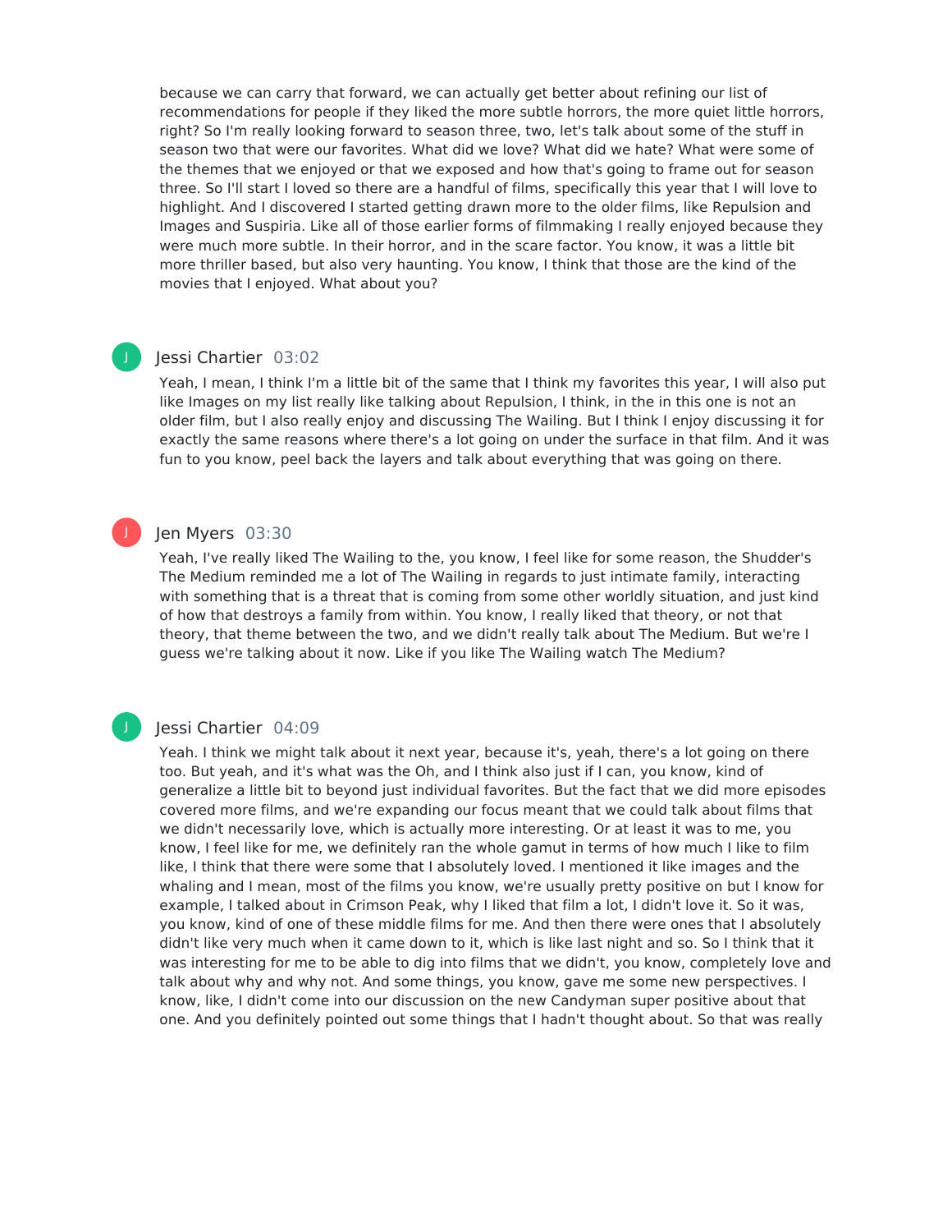because we can carry that forward, we can actually get better about refining our list of recommendations for people if they liked the more subtle horrors, the more quiet little horrors, right? So I'm really looking forward to season three, two, let's talk about some of the stuff in season two that were our favorites. What did we love? What did we hate? What were some of the themes that we enjoyed or that we exposed and how that's going to frame out for season three. So I'll start I loved so there are a handful of films, specifically this year that I will love to highlight. And I discovered I started getting drawn more to the older films, like Repulsion and Images and Suspiria. Like all of those earlier forms of filmmaking I really enjoyed because they were much more subtle. In their horror, and in the scare factor. You know, it was a little bit more thriller based, but also very haunting. You know, I think that those are the kind of the movies that I enjoyed. What about you?

**Jessi Chartier** 03:02

Yeah, I mean, I think I'm a little bit of the same that I think my favorites this year, I will also put like Images on my list really like talking about Repulsion, I think, in the in this one is not an older film, but I also really enjoy and discussing The Wailing. But I think I enjoy discussing it for exactly the same reasons where there's a lot going on under the surface in that film. And it was fun to you know, peel back the layers and talk about everything that was going on there.

**Jen Myers** 03:30

Yeah, I've really liked The Wailing to the, you know, I feel like for some reason, the Shudder's The Medium reminded me a lot of The Wailing in regards to just intimate family, interacting with something that is a threat that is coming from some other worldly situation, and just kind of how that destroys a family from within. You know, I really liked that theory, or not that theory, that theme between the two, and we didn't really talk about The Medium. But we're I guess we're talking about it now. Like if you like The Wailing watch The Medium?

**Jessi Chartier** 04:09

Yeah. I think we might talk about it next year, because it's, yeah, there's a lot going on there too. But yeah, and it's what was the Oh, and I think also just if I can, you know, kind of generalize a little bit to beyond just individual favorites. But the fact that we did more episodes covered more films, and we're expanding our focus meant that we could talk about films that we didn't necessarily love, which is actually more interesting. Or at least it was to me, you know, I feel like for me, we definitely ran the whole gamut in terms of how much I like to film like, I think that there were some that I absolutely loved. I mentioned it like images and the whaling and I mean, most of the films you know, we're usually pretty positive on but I know for example, I talked about in Crimson Peak, why I liked that film a lot, I didn't love it. So it was, you know, kind of one of these middle films for me. And then there were ones that I absolutely didn't like very much when it came down to it, which is like last night and so. So I think that it was interesting for me to be able to dig into films that we didn't, you know, completely love and talk about why and why not. And some things, you know, gave me some new perspectives. I know, like, I didn't come into our discussion on the new Candyman super positive about that one. And you definitely pointed out some things that I hadn't thought about. So that was really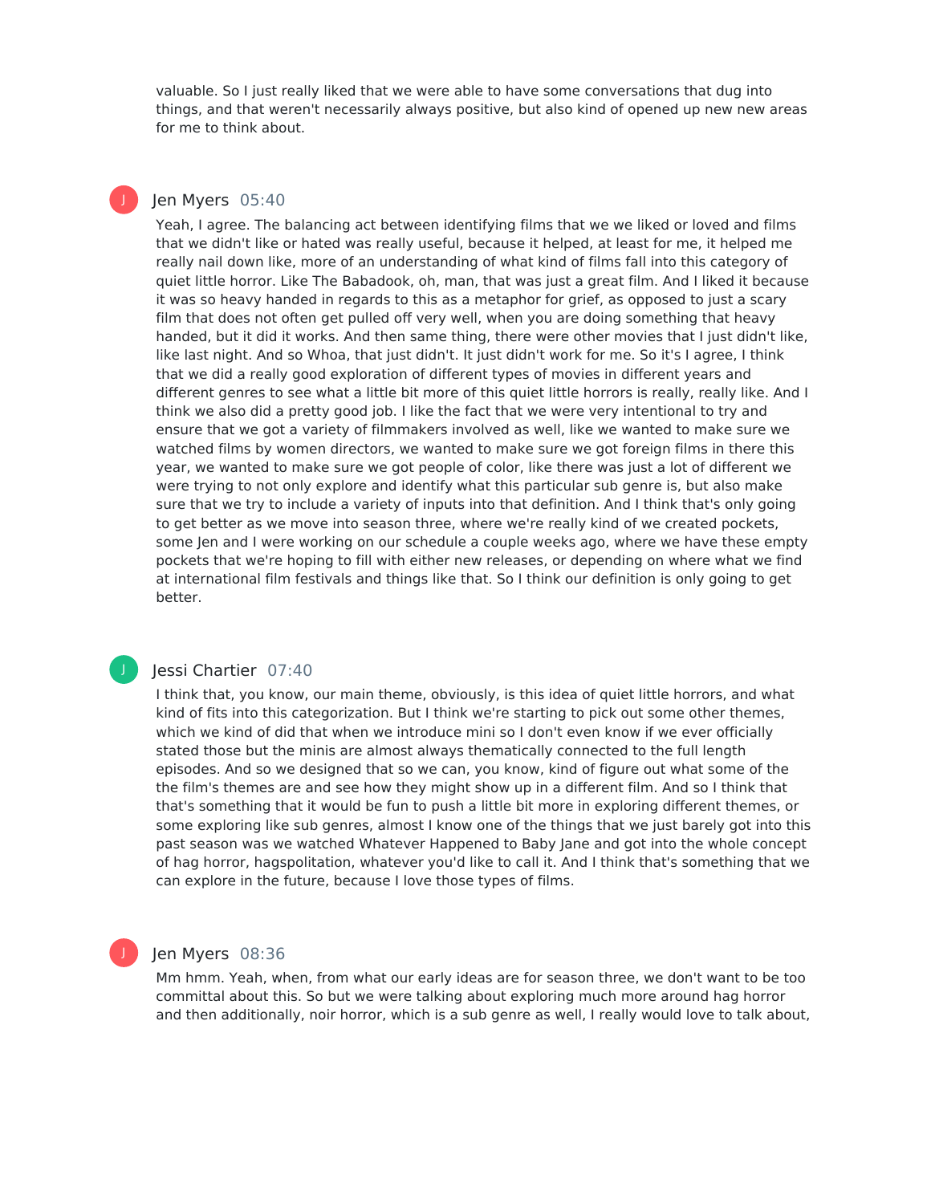valuable. So I just really liked that we were able to have some conversations that dug into things, and that weren't necessarily always positive, but also kind of opened up new new areas for me to think about.

**Jen Myers** 05:40

Yeah, I agree. The balancing act between identifying films that we we liked or loved and films that we didn't like or hated was really useful, because it helped, at least for me, it helped me really nail down like, more of an understanding of what kind of films fall into this category of quiet little horror. Like The Babadook, oh, man, that was just a great film. And I liked it because it was so heavy handed in regards to this as a metaphor for grief, as opposed to just a scary film that does not often get pulled off very well, when you are doing something that heavy handed, but it did it works. And then same thing, there were other movies that I just didn't like, like last night. And so Whoa, that just didn't. It just didn't work for me. So it's I agree, I think that we did a really good exploration of different types of movies in different years and different genres to see what a little bit more of this quiet little horrors is really, really like. And I think we also did a pretty good job. I like the fact that we were very intentional to try and ensure that we got a variety of filmmakers involved as well, like we wanted to make sure we watched films by women directors, we wanted to make sure we got foreign films in there this year, we wanted to make sure we got people of color, like there was just a lot of different we were trying to not only explore and identify what this particular sub genre is, but also make sure that we try to include a variety of inputs into that definition. And I think that's only going to get better as we move into season three, where we're really kind of we created pockets, some Jen and I were working on our schedule a couple weeks ago, where we have these empty pockets that we're hoping to fill with either new releases, or depending on where what we find at international film festivals and things like that. So I think our definition is only going to get better.

**Jessi Chartier** 07:40

I think that, you know, our main theme, obviously, is this idea of quiet little horrors, and what kind of fits into this categorization. But I think we're starting to pick out some other themes, which we kind of did that when we introduce mini so I don't even know if we ever officially stated those but the minis are almost always thematically connected to the full length episodes. And so we designed that so we can, you know, kind of figure out what some of the the film's themes are and see how they might show up in a different film. And so I think that that's something that it would be fun to push a little bit more in exploring different themes, or some exploring like sub genres, almost I know one of the things that we just barely got into this past season was we watched Whatever Happened to Baby Jane and got into the whole concept of hag horror, hagspolitation, whatever you'd like to call it. And I think that's something that we can explore in the future, because I love those types of films.

**Jen Myers** 08:36

Mm hmm. Yeah, when, from what our early ideas are for season three, we don't want to be too committal about this. So but we were talking about exploring much more around hag horror and then additionally, noir horror, which is a sub genre as well, I really would love to talk about,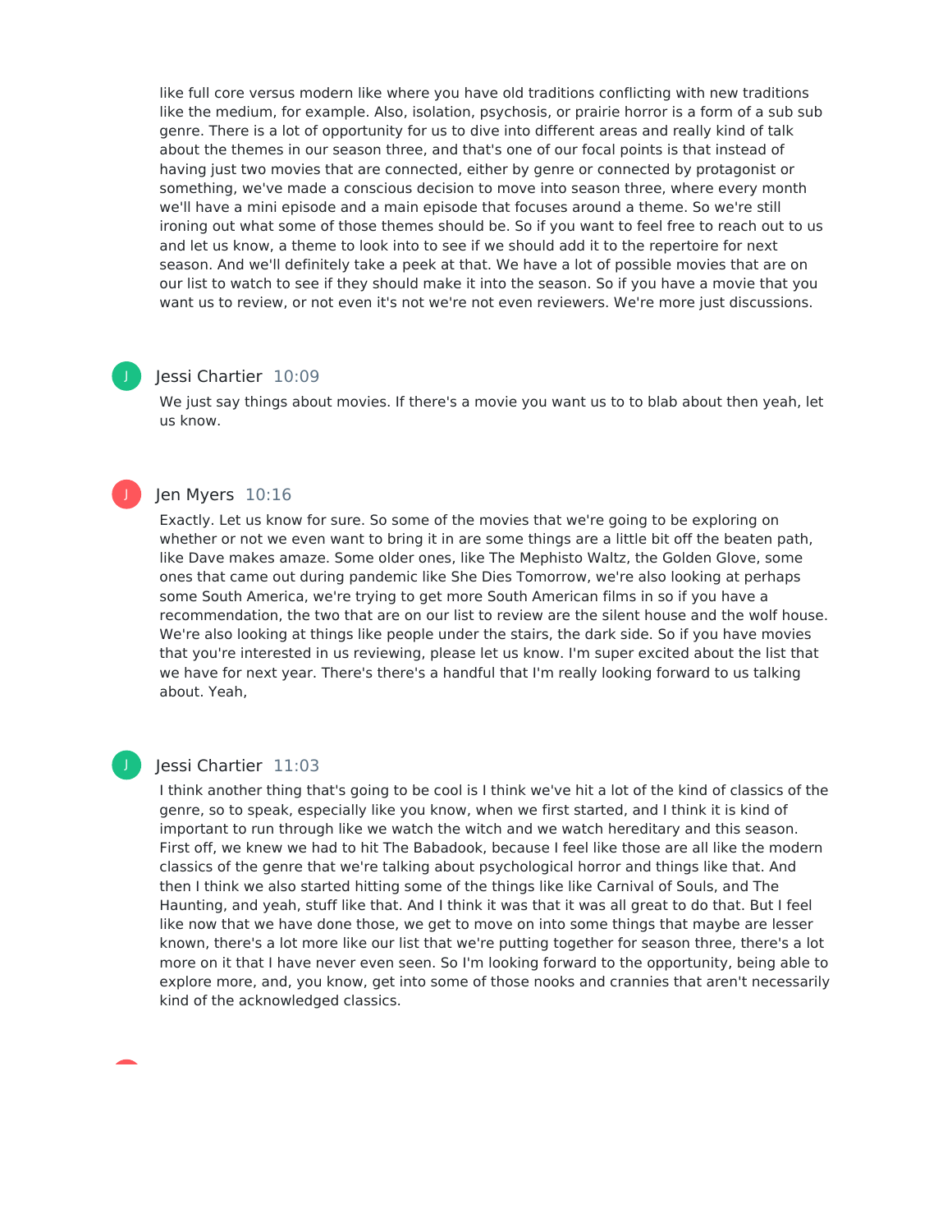like full core versus modern like where you have old traditions conflicting with new traditions like the medium, for example. Also, isolation, psychosis, or prairie horror is a form of a sub sub genre. There is a lot of opportunity for us to dive into different areas and really kind of talk about the themes in our season three, and that's one of our focal points is that instead of having just two movies that are connected, either by genre or connected by protagonist or something, we've made a conscious decision to move into season three, where every month we'll have a mini episode and a main episode that focuses around a theme. So we're still ironing out what some of those themes should be. So if you want to feel free to reach out to us and let us know, a theme to look into to see if we should add it to the repertoire for next season. And we'll definitely take a peek at that. We have a lot of possible movies that are on our list to watch to see if they should make it into the season. So if you have a movie that you want us to review, or not even it's not we're not even reviewers. We're more just discussions.

**Jessi Chartier** 10:09

We just say things about movies. If there's a movie you want us to to blab about then yeah, let us know.

**Jen Myers** 10:16

Exactly. Let us know for sure. So some of the movies that we're going to be exploring on whether or not we even want to bring it in are some things are a little bit off the beaten path, like Dave makes amaze. Some older ones, like The Mephisto Waltz, the Golden Glove, some ones that came out during pandemic like She Dies Tomorrow, we're also looking at perhaps some South America, we're trying to get more South American films in so if you have a recommendation, the two that are on our list to review are the silent house and the wolf house. We're also looking at things like people under the stairs, the dark side. So if you have movies that you're interested in us reviewing, please let us know. I'm super excited about the list that we have for next year. There's there's a handful that I'm really looking forward to us talking about. Yeah,

**Jessi Chartier** 11:03

I think another thing that's going to be cool is I think we've hit a lot of the kind of classics of the genre, so to speak, especially like you know, when we first started, and I think it is kind of important to run through like we watch the witch and we watch hereditary and this season. First off, we knew we had to hit The Babadook, because I feel like those are all like the modern classics of the genre that we're talking about psychological horror and things like that. And then I think we also started hitting some of the things like like Carnival of Souls, and The Haunting, and yeah, stuff like that. And I think it was that it was all great to do that. But I feel like now that we have done those, we get to move on into some things that maybe are lesser known, there's a lot more like our list that we're putting together for season three, there's a lot more on it that I have never even seen. So I'm looking forward to the opportunity, being able to explore more, and, you know, get into some of those nooks and crannies that aren't necessarily kind of the acknowledged classics.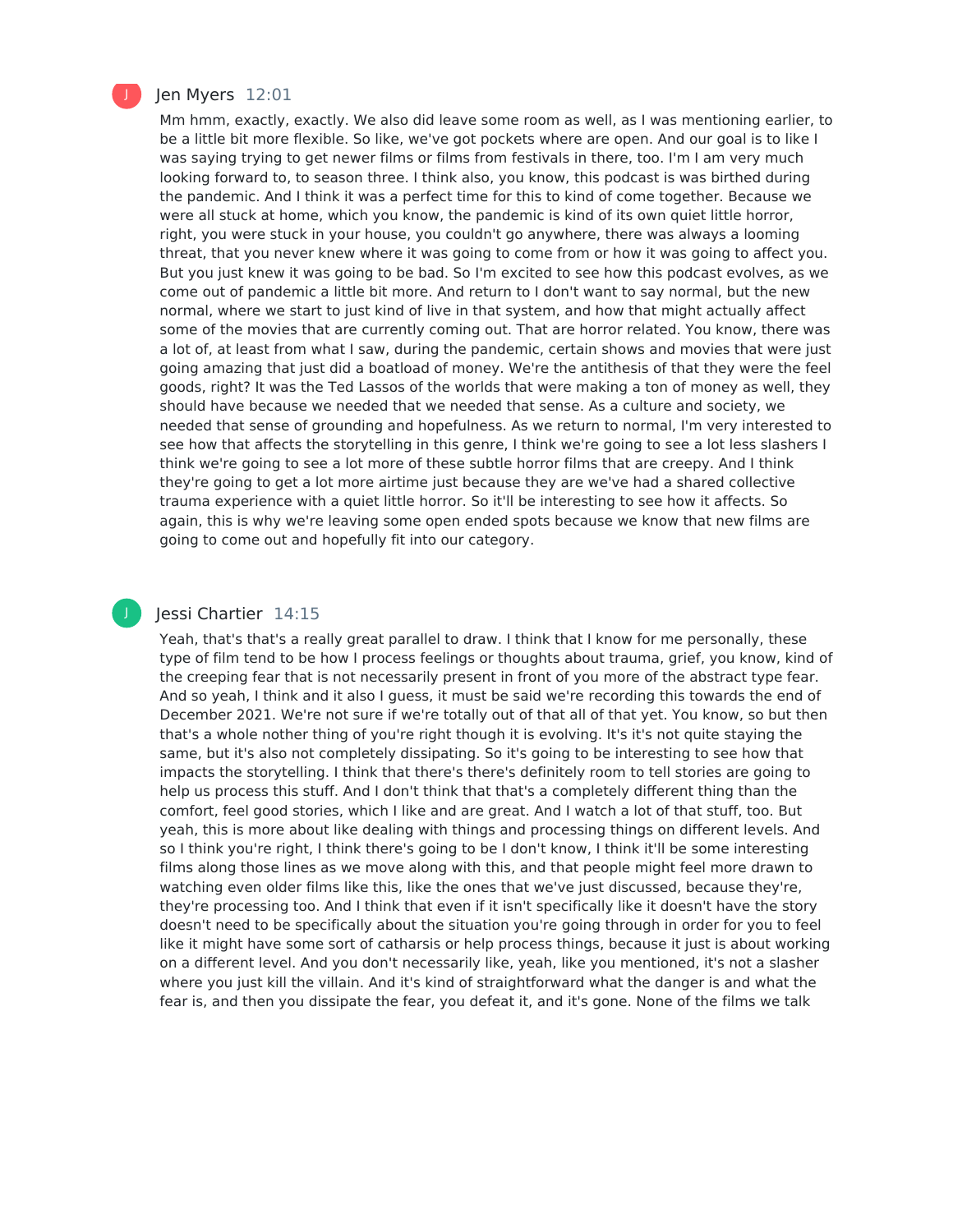Jen Myers 12:01

Mm hmm, exactly, exactly. We also did leave some room as well, as I was mentioning earlier, to be a little bit more flexible. So like, we've got pockets where are open. And our goal is to like I was saying trying to get newer films or films from festivals in there, too. I'm I am very much looking forward to, to season three. I think also, you know, this podcast is was birthed during the pandemic. And I think it was a perfect time for this to kind of come together. Because we were all stuck at home, which you know, the pandemic is kind of its own quiet little horror, right, you were stuck in your house, you couldn't go anywhere, there was always a looming threat, that you never knew where it was going to come from or how it was going to affect you. But you just knew it was going to be bad. So I'm excited to see how this podcast evolves, as we come out of pandemic a little bit more. And return to I don't want to say normal, but the new normal, where we start to just kind of live in that system, and how that might actually affect some of the movies that are currently coming out. That are horror related. You know, there was a lot of, at least from what I saw, during the pandemic, certain shows and movies that were just going amazing that just did a boatload of money. We're the antithesis of that they were the feel goods, right? It was the Ted Lassos of the worlds that were making a ton of money as well, they should have because we needed that we needed that sense. As a culture and society, we needed that sense of grounding and hopefulness. As we return to normal, I'm very interested to see how that affects the storytelling in this genre, I think we're going to see a lot less slashers I think we're going to see a lot more of these subtle horror films that are creepy. And I think they're going to get a lot more airtime just because they are we've had a shared collective trauma experience with a quiet little horror. So it'll be interesting to see how it affects. So again, this is why we're leaving some open ended spots because we know that new films are going to come out and hopefully fit into our category.

Jessi Chartier 14:15

Yeah, that's that's a really great parallel to draw. I think that I know for me personally, these type of film tend to be how I process feelings or thoughts about trauma, grief, you know, kind of the creeping fear that is not necessarily present in front of you more of the abstract type fear. And so yeah, I think and it also I guess, it must be said we're recording this towards the end of December 2021. We're not sure if we're totally out of that all of that yet. You know, so but then that's a whole nother thing of you're right though it is evolving. It's it's not quite staying the same, but it's also not completely dissipating. So it's going to be interesting to see how that impacts the storytelling. I think that there's there's definitely room to tell stories are going to help us process this stuff. And I don't think that that's a completely different thing than the comfort, feel good stories, which I like and are great. And I watch a lot of that stuff, too. But yeah, this is more about like dealing with things and processing things on different levels. And so I think you're right, I think there's going to be I don't know, I think it'll be some interesting films along those lines as we move along with this, and that people might feel more drawn to watching even older films like this, like the ones that we've just discussed, because they're, they're processing too. And I think that even if it isn't specifically like it doesn't have the story doesn't need to be specifically about the situation you're going through in order for you to feel like it might have some sort of catharsis or help process things, because it just is about working on a different level. And you don't necessarily like, yeah, like you mentioned, it's not a slasher where you just kill the villain. And it's kind of straightforward what the danger is and what the fear is, and then you dissipate the fear, you defeat it, and it's gone. None of the films we talk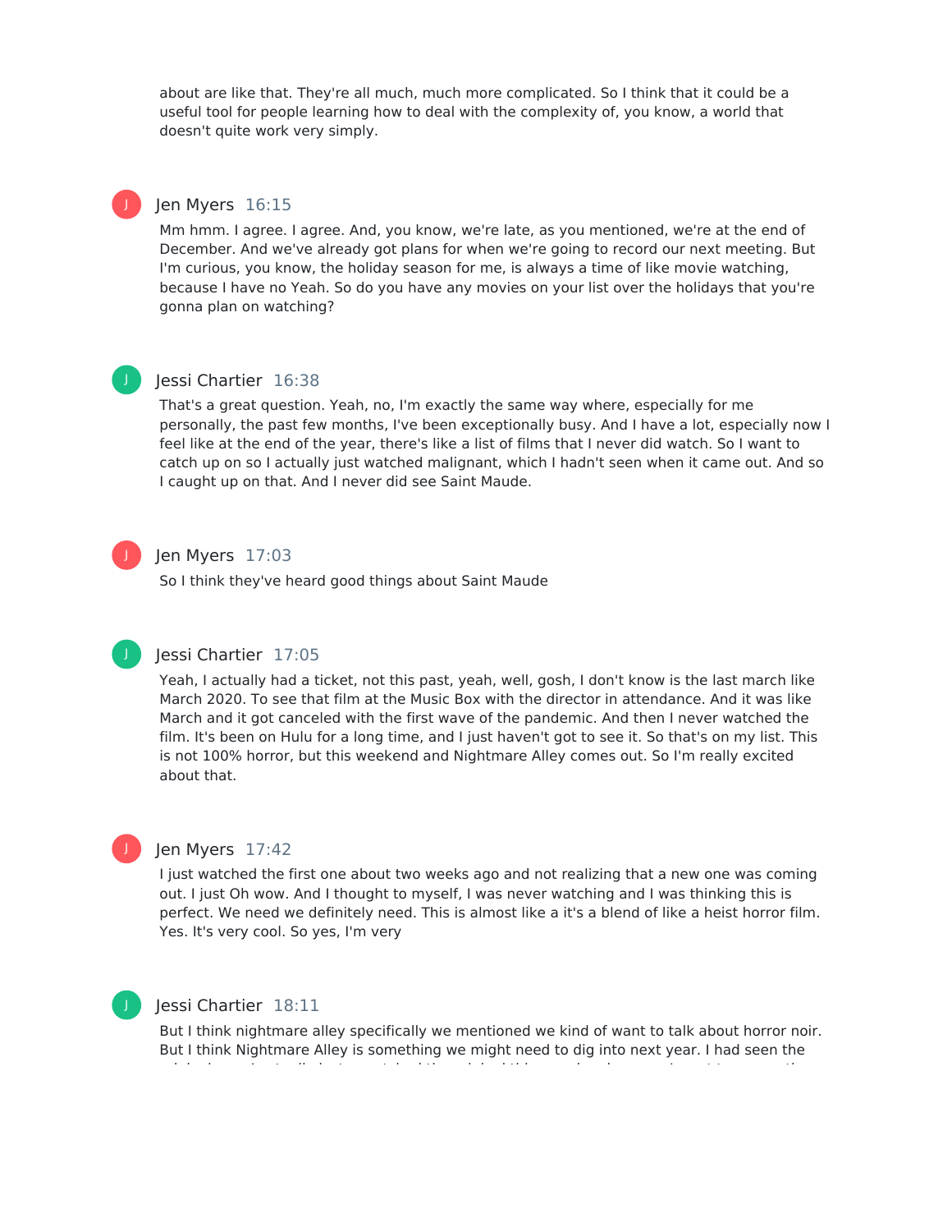about are like that. They're all much, much more complicated. So I think that it could be a useful tool for people learning how to deal with the complexity of, you know, a world that doesn't quite work very simply.

**Jen Myers** 16:15

Mm hmm. I agree. I agree. And, you know, we're late, as you mentioned, we're at the end of December. And we've already got plans for when we're going to record our next meeting. But I'm curious, you know, the holiday season for me, is always a time of like movie watching, because I have no Yeah. So do you have any movies on your list over the holidays that you're gonna plan on watching?

**Jessi Chartier** 16:38

That's a great question. Yeah, no, I'm exactly the same way where, especially for me personally, the past few months, I've been exceptionally busy. And I have a lot, especially now I feel like at the end of the year, there's like a list of films that I never did watch. So I want to catch up on so I actually just watched malignant, which I hadn't seen when it came out. And so I caught up on that. And I never did see Saint Maude.

**Jen Myers** 17:03

So I think they've heard good things about Saint Maude

**Jessi Chartier** 17:05

Yeah, I actually had a ticket, not this past, yeah, well, gosh, I don't know is the last march like March 2020. To see that film at the Music Box with the director in attendance. And it was like March and it got canceled with the first wave of the pandemic. And then I never watched the film. It's been on Hulu for a long time, and I just haven't got to see it. So that's on my list. This is not 100% horror, but this weekend and Nightmare Alley comes out. So I'm really excited about that.

**Jen Myers** 17:42

I just watched the first one about two weeks ago and not realizing that a new one was coming out. I just Oh wow. And I thought to myself, I was never watching and I was thinking this is perfect. We need we definitely need. This is almost like a it's a blend of like a heist horror film. Yes. It's very cool. So yes, I'm very

**Jessi Chartier** 18:11

But I think nightmare alley specifically we mentioned we kind of want to talk about horror noir. But I think Nightmare Alley is something we might need to dig into next year. I had seen the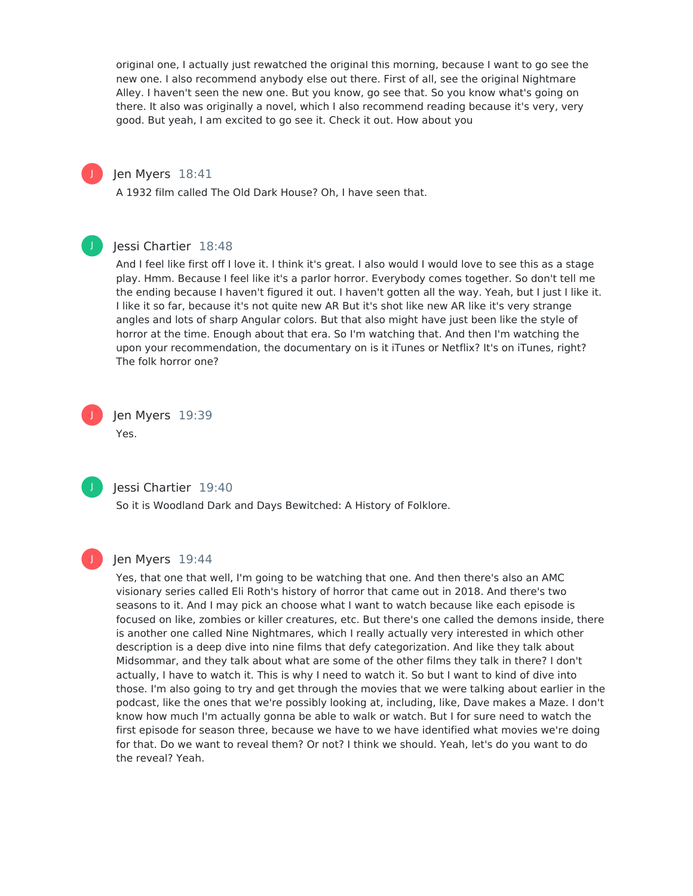original one, I actually just rewatched the original this morning, because I want to go see the new one. I also recommend anybody else out there. First of all, see the original Nightmare Alley. I haven't seen the new one. But you know, go see that. So you know what's going on there. It also was originally a novel, which I also recommend reading because it's very, very good. But yeah, I am excited to go see it. Check it out. How about you

**Jen Myers** 18:41

A 1932 film called The Old Dark House? Oh, I have seen that.

**Jessi Chartier** 18:48

And I feel like first off I love it. I think it's great. I also would I would love to see this as a stage play. Hmm. Because I feel like it's a parlor horror. Everybody comes together. So don't tell me the ending because I haven't figured it out. I haven't gotten all the way. Yeah, but I just like it. I like it so far, because it's not quite new AR But it's shot like new AR like it's very strange angles and lots of sharp Angular colors. But that also might have just been like the style of horror at the time. Enough about that era. So I'm watching that. And then I'm watching the upon your recommendation, the documentary on is it iTunes or Netflix? It's on iTunes, right? The folk horror one?

**Jen Myers** 19:39

Yes.

**Jessi Chartier** 19:40

So it is Woodland Dark and Days Bewitched: A History of Folklore.

**Jen Myers** 19:44

Yes, that one that well, I'm going to be watching that one. And then there's also an AMC visionary series called Eli Roth's history of horror that came out in 2018. And there's two seasons to it. And I may pick an choose what I want to watch because like each episode is focused on like, zombies or killer creatures, etc. But there's one called the demons inside, there is another one called Nine Nightmares, which I really actually very interested in which other description is a deep dive into nine films that defy categorization. And like they talk about Midsommar, and they talk about what are some of the other films they talk in there? I don't actually, I have to watch it. This is why I need to watch it. So but I want to kind of dive into those. I'm also going to try and get through the movies that we were talking about earlier in the podcast, like the ones that we're possibly looking at, including, like, Dave makes a Maze. I don't know how much I'm actually gonna be able to walk or watch. But I for sure need to watch the first episode for season three, because we have to we have identified what movies we're doing for that. Do we want to reveal them? Or not? I think we should. Yeah, let's do you want to do the reveal? Yeah.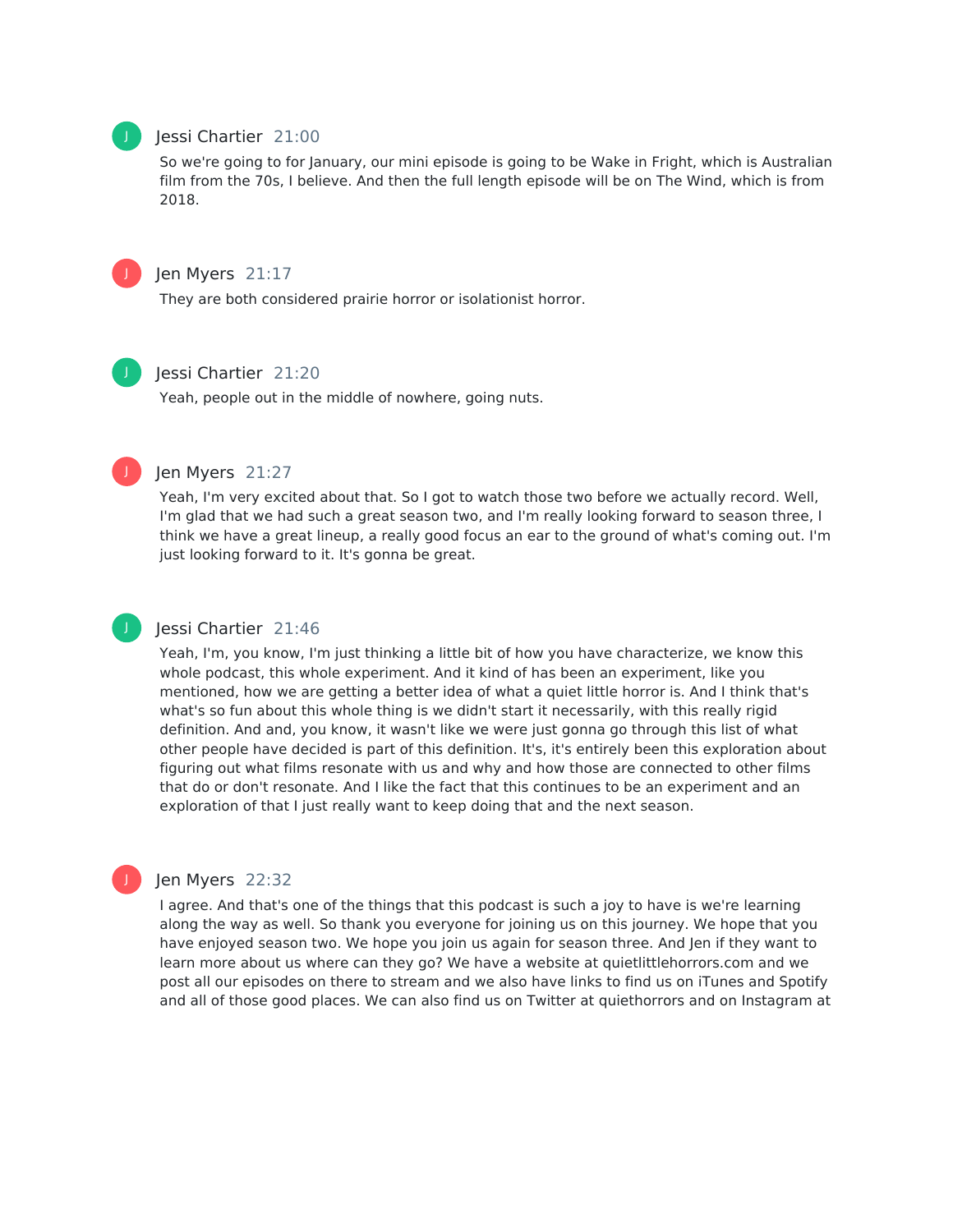**Jessi Chartier** 21:00

So we're going to for January, our mini episode is going to be Wake in Fright, which is Australian film from the 70s, I believe. And then the full length episode will be on The Wind, which is from 2018.

**Jen Myers** 21:17

They are both considered prairie horror or isolationist horror.

**Jessi Chartier** 21:20

Yeah, people out in the middle of nowhere, going nuts.

**Jen Myers** 21:27

Yeah, I'm very excited about that. So I got to watch those two before we actually record. Well, I'm glad that we had such a great season two, and I'm really looking forward to season three, I think we have a great lineup, a really good focus an ear to the ground of what's coming out. I'm just looking forward to it. It's gonna be great.

**Jessi Chartier** 21:46

Yeah, I'm, you know, I'm just thinking a little bit of how you have characterize, we know this whole podcast, this whole experiment. And it kind of has been an experiment, like you mentioned, how we are getting a better idea of what a quiet little horror is. And I think that's what's so fun about this whole thing is we didn't start it necessarily, with this really rigid definition. And and, you know, it wasn't like we were just gonna go through this list of what other people have decided is part of this definition. It's, it's entirely been this exploration about figuring out what films resonate with us and why and how those are connected to other films that do or don't resonate. And I like the fact that this continues to be an experiment and an exploration of that I just really want to keep doing that and the next season.

**Jen Myers** 22:32

I agree. And that's one of the things that this podcast is such a joy to have is we're learning along the way as well. So thank you everyone for joining us on this journey. We hope that you have enjoyed season two. We hope you join us again for season three. And Jen if they want to learn more about us where can they go? We have a website at quietlittlehorrors.com and we post all our episodes on there to stream and we also have links to find us on iTunes and Spotify and all of those good places. We can also find us on Twitter at quiethorrors and on Instagram at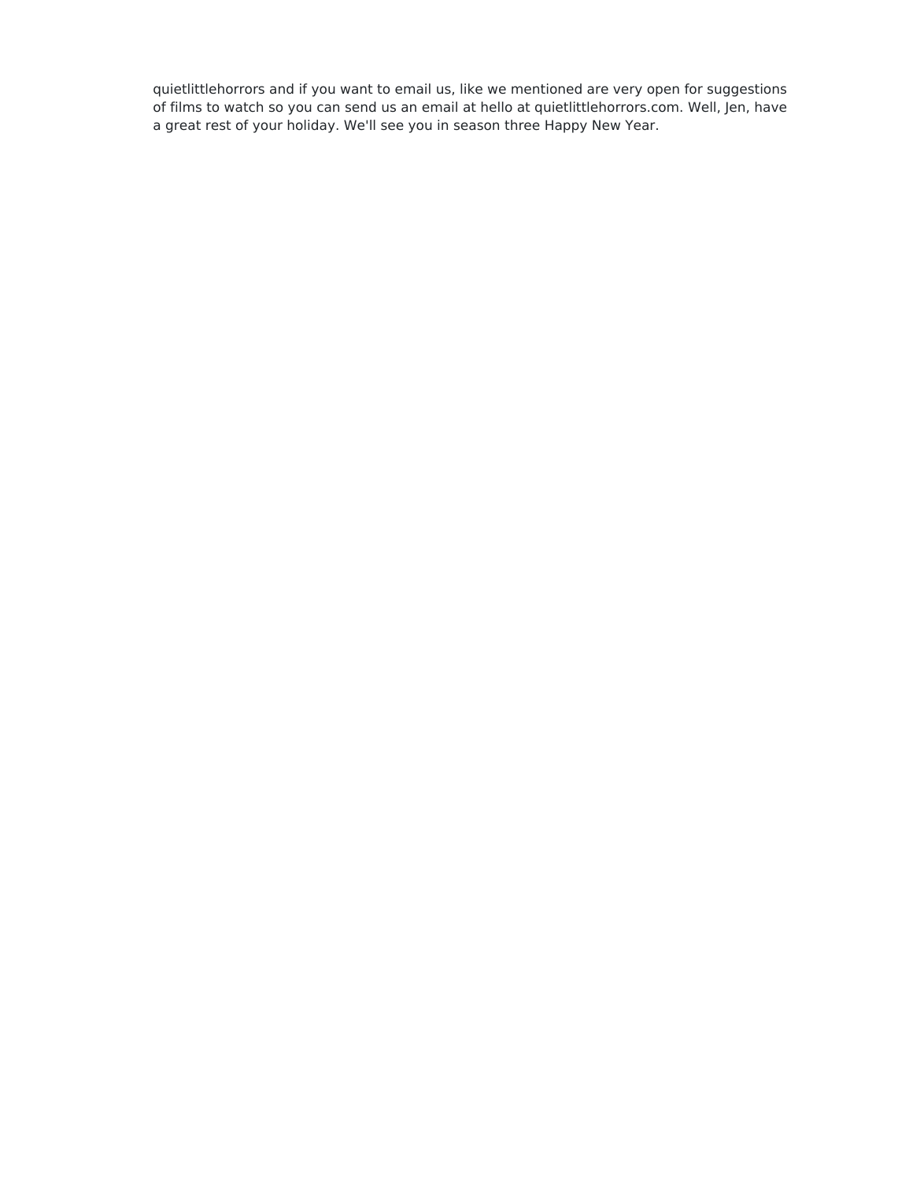quietlittlehorrors and if you want to email us, like we mentioned are very open for suggestions of films to watch so you can send us an email at hello at quietlittlehorrors.com. Well, Jen, have a great rest of your holiday. We'll see you in season three Happy New Year.